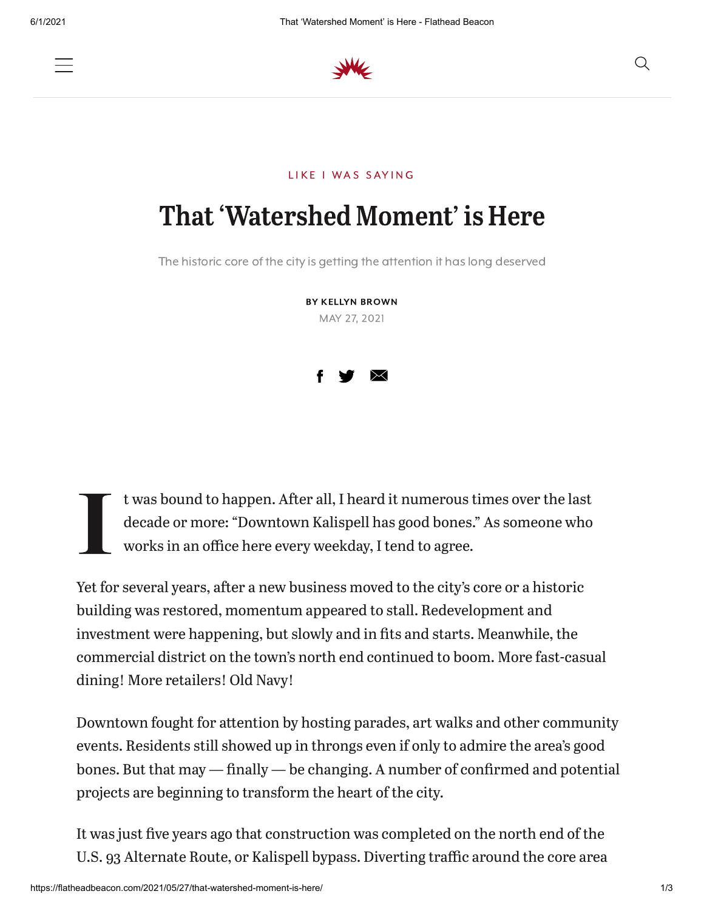LIKE I WAS SAYING

# That 'Watershed Moment' is Here

The historic core of the city is getting the attention it has long deserved

**BY KELLYN BROWN**

MAY 27, 2021

It was bound to happen. After all, I heard it numerous times over the last decade or more: "Downtown Kalispell has good bones." As someone who works in an office here every weekday, I tend to agree.

Yet for several years, after a new business moved to the city's core or a historic building was restored, momentum appeared to stall. Redevelopment and investment were happening, but slowly and in fits and starts. Meanwhile, the commercial district on the town's north end continued to boom. More fast-casual dining! More retailers! Old Navy!

Downtown fought for attention by hosting parades, art walks and other community events. Residents still showed up in throngs even if only to admire the area's good bones. But that may — finally — be changing. A number of confirmed and potential projects are beginning to transform the heart of the city.

It was just five years ago that construction was completed on the north end of the U.S. 93 Alternate Route, or Kalispell bypass. Diverting traffic around the core area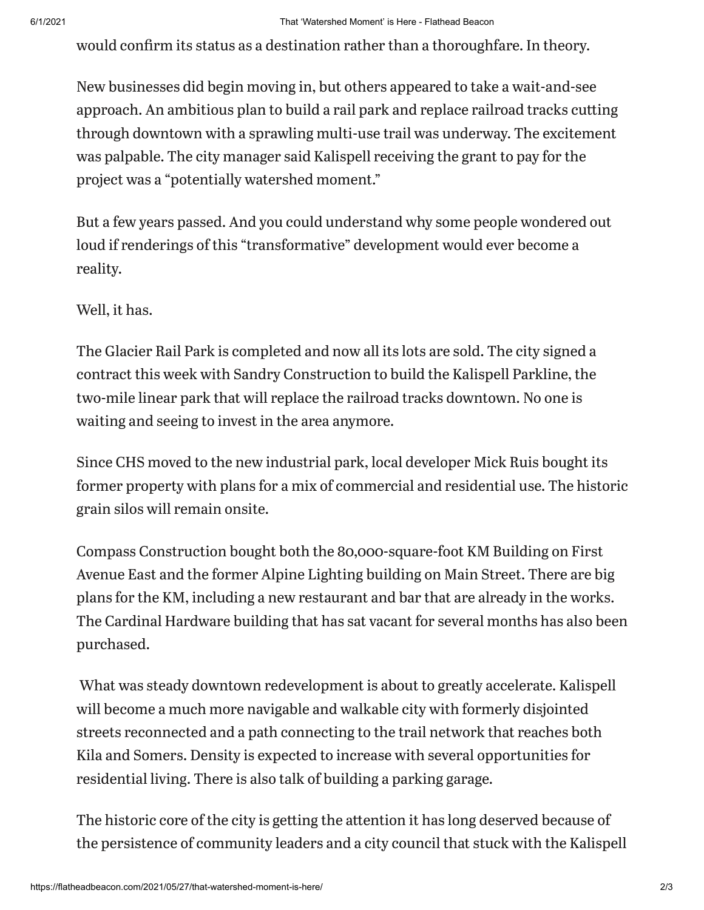would confirm its status as a destination rather than a thoroughfare. In theory.

New businesses did begin moving in, but others appeared to take a wait-and-see approach. An ambitious plan to build a rail park and replace railroad tracks cutting through downtown with a sprawling multi-use trail was underway. The excitement was palpable. The city manager said Kalispell receiving the grant to pay for the project was a "potentially watershed moment."

But a few years passed. And you could understand why some people wondered out loud if renderings of this "transformative" development would ever become a reality.

Well, it has.

The Glacier Rail Park is completed and now all its lots are sold. The city signed a contract this week with Sandry Construction to build the Kalispell Parkline, the two-mile linear park that will replace the railroad tracks downtown. No one is waiting and seeing to invest in the area anymore.

Since CHS moved to the new industrial park, local developer Mick Ruis bought its former property with plans for a mix of commercial and residential use. The historic grain silos will remain onsite.

Compass Construction bought both the 80,000-square-foot KM Building on First Avenue East and the former Alpine Lighting building on Main Street. There are big plans for the KM, including a new restaurant and bar that are already in the works. The Cardinal Hardware building that has sat vacant for several months has also been purchased.

What was steady downtown redevelopment is about to greatly accelerate. Kalispell will become a much more navigable and walkable city with formerly disjointed streets reconnected and a path connecting to the trail network that reaches both Kila and Somers. Density is expected to increase with several opportunities for residential living. There is also talk of building a parking garage.

The historic core of the city is getting the attention it has long deserved because of the persistence of community leaders and a city council that stuck with the Kalispell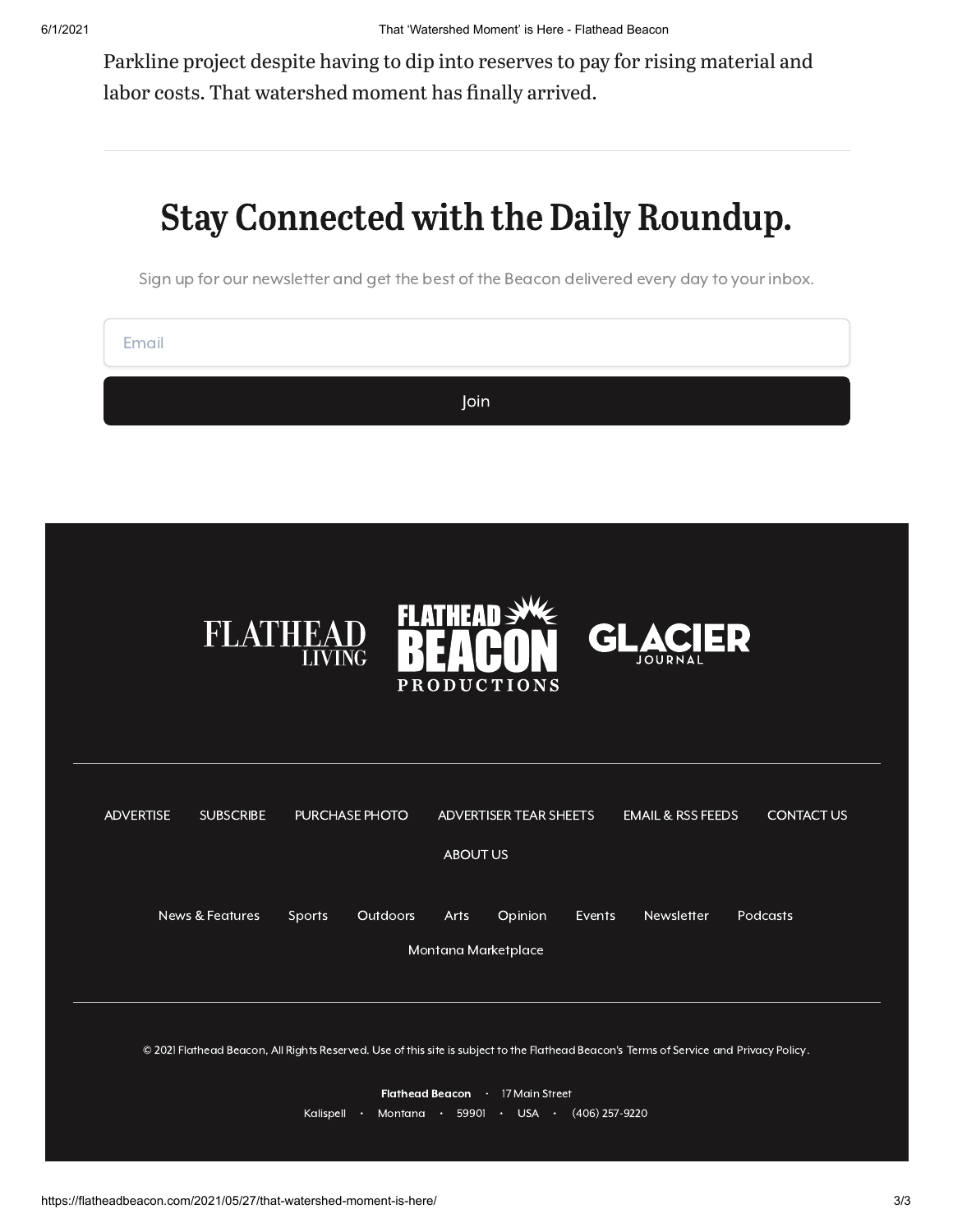Parkline project despite having to dip into reserves to pay for rising material and labor costs. That watershed moment has finally arrived.

---

## Stay Connected with the Daily Roundup.

Sign up for our newsletter and get the best of the Beacon delivered every day to your inbox.

Email

Join

FLATHEAD LIVING

FLATHEAD BEACON PRODUCTIONS

GLACIER JOURNAL

ADVERTISE SUBSCRIBE PURCHASE PHOTO ADVERTISER TEAR SHEETS EMAIL & RSS FEEDS CONTACT US ABOUT US

News & Features Sports Outdoors Arts Opinion Events Newsletter Podcasts Montana Marketplace

© 2021 Flathead Beacon, All Rights Reserved. Use of this site is subject to the Flathead Beacon's Terms of Service and Privacy Policy.

**Flathead Beacon** · 17 Main Street
Kalispell · Montana · 59901 · USA · (406) 257-9220